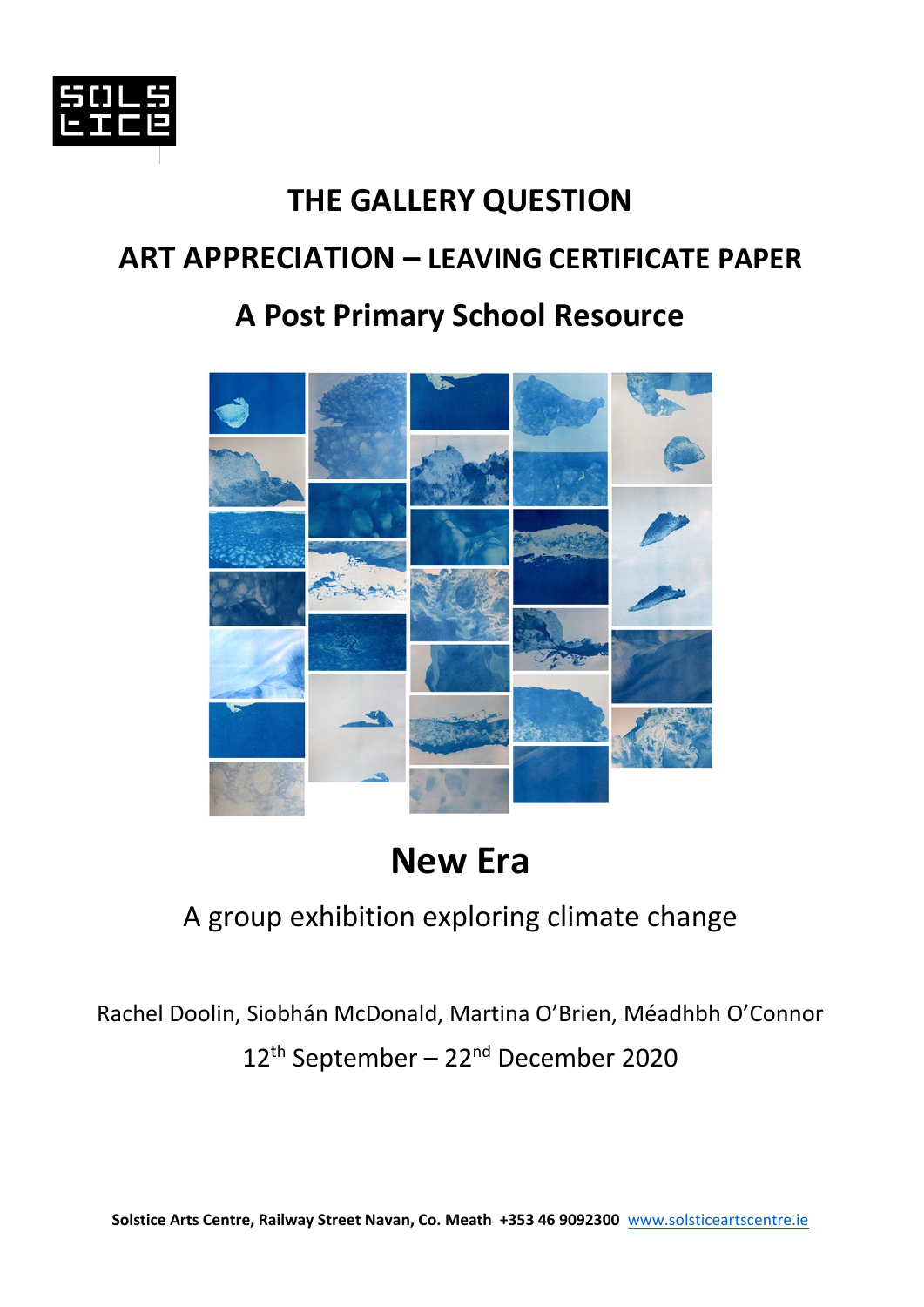# THE GALLERY QUESTION

## ART APPRECIATION – LEAVING CERTIFICATE PAPER

## A Post Primary School Resource

# New Era

A group exhibition exploring climate change

Rachel Doolin, Siobhán McDonald, Martina O'Brien, Méadhbh O'Connor

12th September – 22nd December 2020

**Solstice Arts Centre, Railway Street Navan, Co. Meath +353 46 9092300** www.solsticeartscentre.ie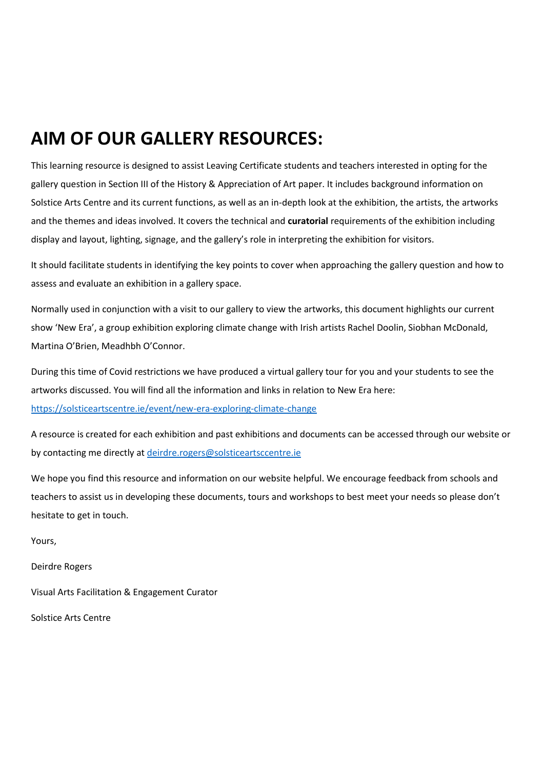# AIM OF OUR GALLERY RESOURCES:

This learning resource is designed to assist Leaving Certificate students and teachers interested in opting for the gallery question in Section III of the History & Appreciation of Art paper. It includes background information on Solstice Arts Centre and its current functions, as well as an in-depth look at the exhibition, the artists, the artworks and the themes and ideas involved. It covers the technical and **curatorial** requirements of the exhibition including display and layout, lighting, signage, and the gallery's role in interpreting the exhibition for visitors.

It should facilitate students in identifying the key points to cover when approaching the gallery question and how to assess and evaluate an exhibition in a gallery space.

Normally used in conjunction with a visit to our gallery to view the artworks, this document highlights our current show 'New Era', a group exhibition exploring climate change with Irish artists Rachel Doolin, Siobhan McDonald, Martina O'Brien, Meadhbh O'Connor.

During this time of Covid restrictions we have produced a virtual gallery tour for you and your students to see the artworks discussed. You will find all the information and links in relation to New Era here: [https://solsticeartscentre.ie/event/new-era-exploring-climate-change](https://solsticeartscentre.ie/event/new-era-exploring-climate-change)

A resource is created for each exhibition and past exhibitions and documents can be accessed through our website or by contacting me directly at [deirdre.rogers@solsticeartsccentre.ie](mailto:deirdre.rogers@solsticeartsccentre.ie)

We hope you find this resource and information on our website helpful. We encourage feedback from schools and teachers to assist us in developing these documents, tours and workshops to best meet your needs so please don't hesitate to get in touch.

Yours,

Deirdre Rogers

Visual Arts Facilitation & Engagement Curator

Solstice Arts Centre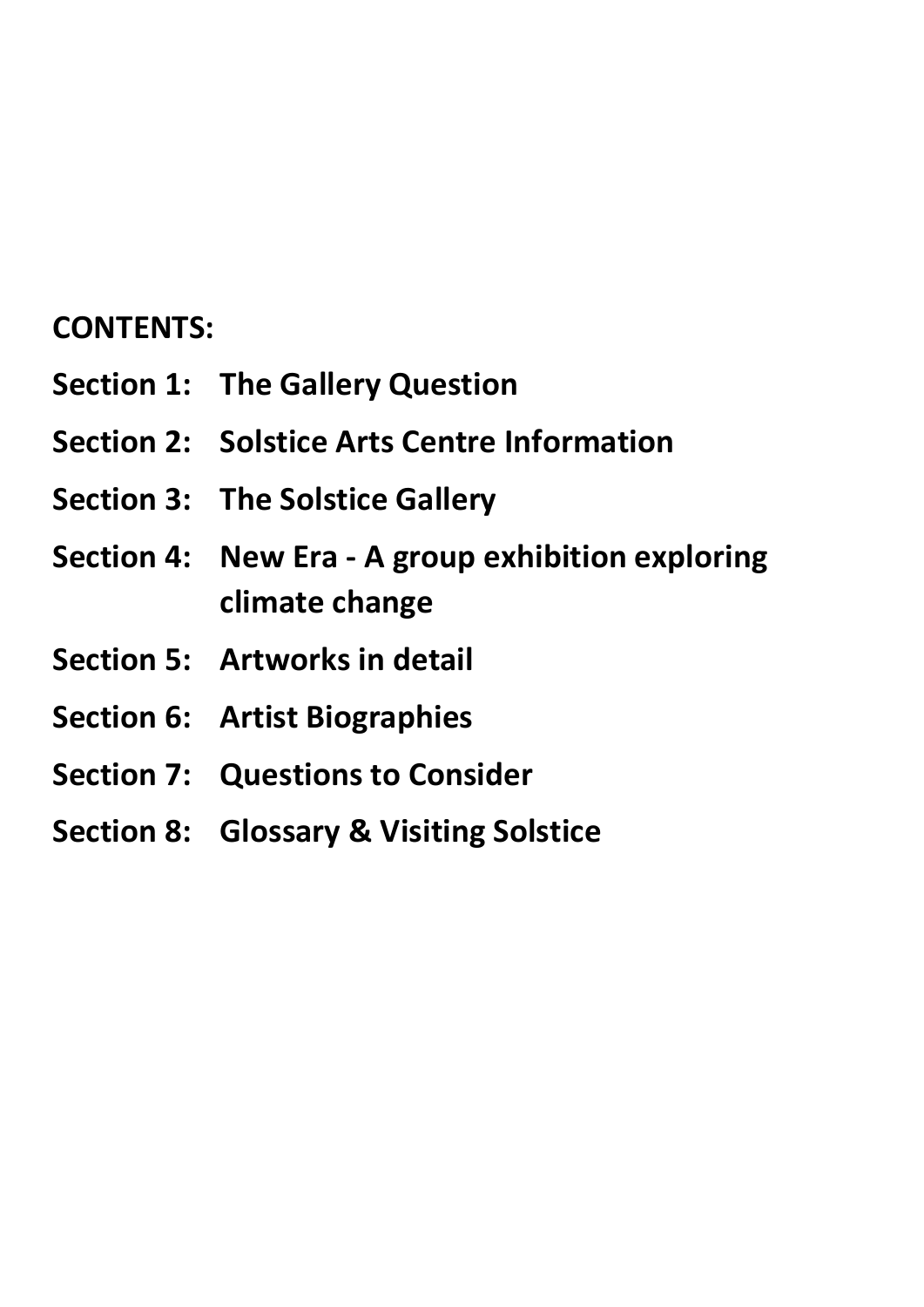## CONTENTS:

**Section 1: The Gallery Question**

**Section 2: Solstice Arts Centre Information**

**Section 3: The Solstice Gallery**

**Section 4: New Era - A group exhibition exploring climate change**

**Section 5: Artworks in detail**

**Section 6: Artist Biographies**

**Section 7: Questions to Consider**

**Section 8: Glossary & Visiting Solstice**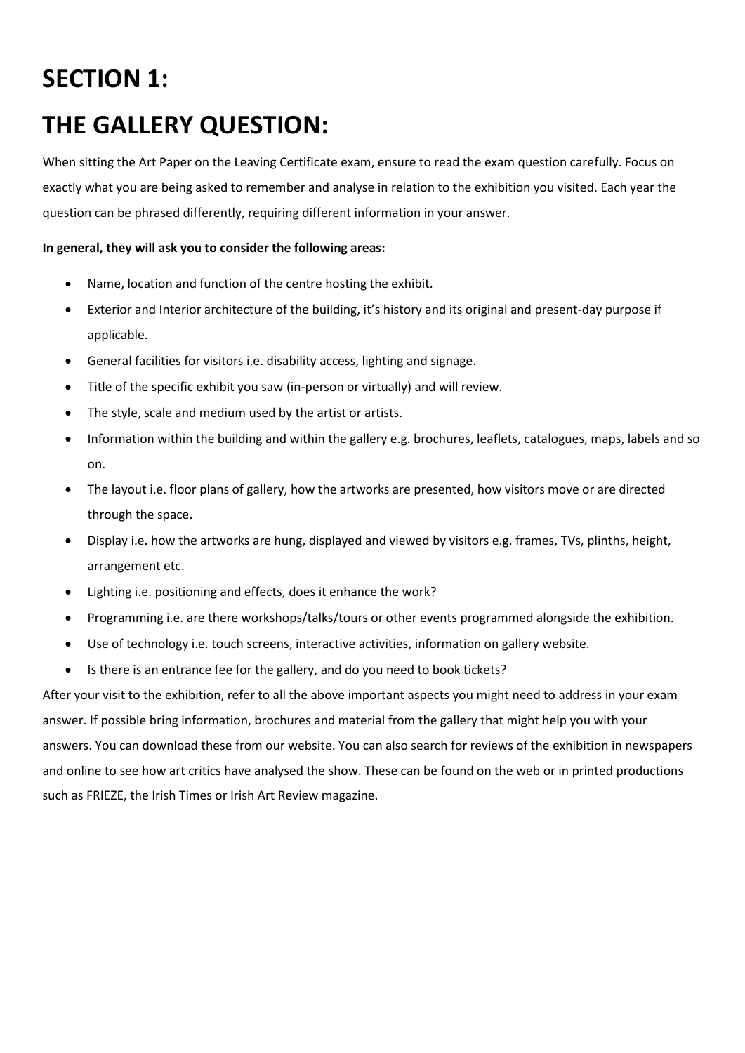# SECTION 1:

# THE GALLERY QUESTION:

When sitting the Art Paper on the Leaving Certificate exam, ensure to read the exam question carefully. Focus on exactly what you are being asked to remember and analyse in relation to the exhibition you visited. Each year the question can be phrased differently, requiring different information in your answer.

**In general, they will ask you to consider the following areas:**

- Name, location and function of the centre hosting the exhibit.
- Exterior and Interior architecture of the building, it's history and its original and present-day purpose if applicable.
- General facilities for visitors i.e. disability access, lighting and signage.
- Title of the specific exhibit you saw (in-person or virtually) and will review.
- The style, scale and medium used by the artist or artists.
- Information within the building and within the gallery e.g. brochures, leaflets, catalogues, maps, labels and so on.
- The layout i.e. floor plans of gallery, how the artworks are presented, how visitors move or are directed through the space.
- Display i.e. how the artworks are hung, displayed and viewed by visitors e.g. frames, TVs, plinths, height, arrangement etc.
- Lighting i.e. positioning and effects, does it enhance the work?
- Programming i.e. are there workshops/talks/tours or other events programmed alongside the exhibition.
- Use of technology i.e. touch screens, interactive activities, information on gallery website.
- Is there is an entrance fee for the gallery, and do you need to book tickets?

After your visit to the exhibition, refer to all the above important aspects you might need to address in your exam answer. If possible bring information, brochures and material from the gallery that might help you with your answers. You can download these from our website. You can also search for reviews of the exhibition in newspapers and online to see how art critics have analysed the show. These can be found on the web or in printed productions such as FRIEZE, the Irish Times or Irish Art Review magazine.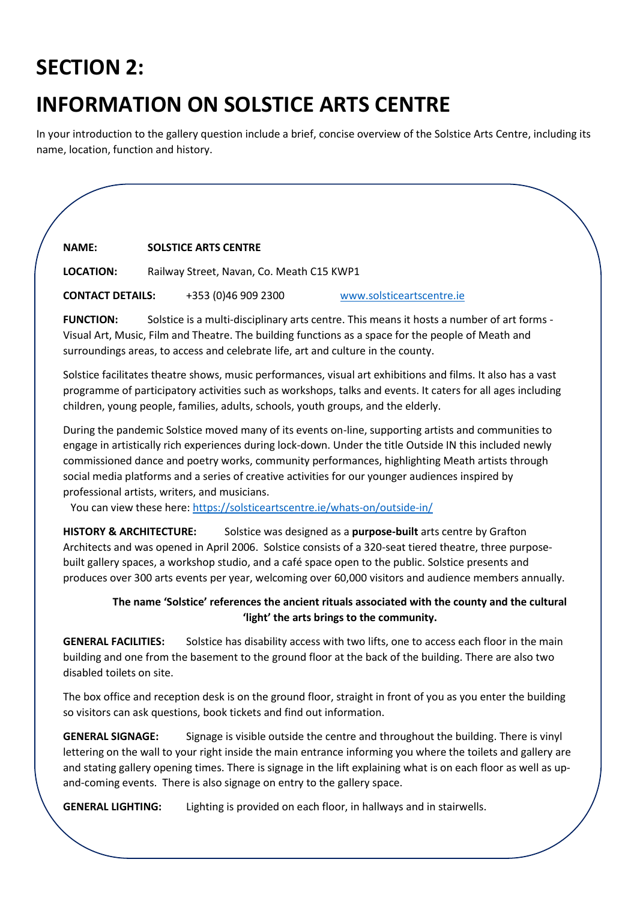# SECTION 2:

# INFORMATION ON SOLSTICE ARTS CENTRE

In your introduction to the gallery question include a brief, concise overview of the Solstice Arts Centre, including its name, location, function and history.

**NAME:** **SOLSTICE ARTS CENTRE**

**LOCATION:** Railway Street, Navan, Co. Meath C15 KWP1

**CONTACT DETAILS:** +353 (0)46 909 2300 www.solsticeartscentre.ie

**FUNCTION:** Solstice is a multi-disciplinary arts centre. This means it hosts a number of art forms - Visual Art, Music, Film and Theatre. The building functions as a space for the people of Meath and surroundings areas, to access and celebrate life, art and culture in the county.

Solstice facilitates theatre shows, music performances, visual art exhibitions and films. It also has a vast programme of participatory activities such as workshops, talks and events. It caters for all ages including children, young people, families, adults, schools, youth groups, and the elderly.

During the pandemic Solstice moved many of its events on-line, supporting artists and communities to engage in artistically rich experiences during lock-down. Under the title Outside IN this included newly commissioned dance and poetry works, community performances, highlighting Meath artists through social media platforms and a series of creative activities for our younger audiences inspired by professional artists, writers, and musicians.

You can view these here: https://solsticeartscentre.ie/whats-on/outside-in/

**HISTORY & ARCHITECTURE:** Solstice was designed as a **purpose-built** arts centre by Grafton Architects and was opened in April 2006. Solstice consists of a 320-seat tiered theatre, three purpose-built gallery spaces, a workshop studio, and a café space open to the public. Solstice presents and produces over 300 arts events per year, welcoming over 60,000 visitors and audience members annually.

**The name 'Solstice' references the ancient rituals associated with the county and the cultural 'light' the arts brings to the community.**

**GENERAL FACILITIES:** Solstice has disability access with two lifts, one to access each floor in the main building and one from the basement to the ground floor at the back of the building. There are also two disabled toilets on site.

The box office and reception desk is on the ground floor, straight in front of you as you enter the building so visitors can ask questions, book tickets and find out information.

**GENERAL SIGNAGE:** Signage is visible outside the centre and throughout the building. There is vinyl lettering on the wall to your right inside the main entrance informing you where the toilets and gallery are and stating gallery opening times. There is signage in the lift explaining what is on each floor as well as up-and-coming events. There is also signage on entry to the gallery space.

**GENERAL LIGHTING:** Lighting is provided on each floor, in hallways and in stairwells.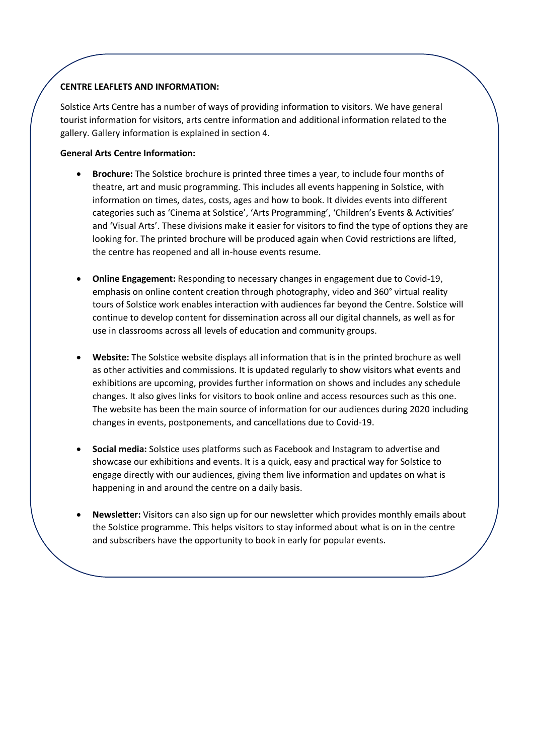**CENTRE LEAFLETS AND INFORMATION:**

Solstice Arts Centre has a number of ways of providing information to visitors. We have general tourist information for visitors, arts centre information and additional information related to the gallery. Gallery information is explained in section 4.

**General Arts Centre Information:**

- **Brochure:** The Solstice brochure is printed three times a year, to include four months of theatre, art and music programming. This includes all events happening in Solstice, with information on times, dates, costs, ages and how to book. It divides events into different categories such as 'Cinema at Solstice', 'Arts Programming', 'Children's Events & Activities' and 'Visual Arts'. These divisions make it easier for visitors to find the type of options they are looking for. The printed brochure will be produced again when Covid restrictions are lifted, the centre has reopened and all in-house events resume.

- **Online Engagement:** Responding to necessary changes in engagement due to Covid-19, emphasis on online content creation through photography, video and 360° virtual reality tours of Solstice work enables interaction with audiences far beyond the Centre. Solstice will continue to develop content for dissemination across all our digital channels, as well as for use in classrooms across all levels of education and community groups.

- **Website:** The Solstice website displays all information that is in the printed brochure as well as other activities and commissions. It is updated regularly to show visitors what events and exhibitions are upcoming, provides further information on shows and includes any schedule changes. It also gives links for visitors to book online and access resources such as this one. The website has been the main source of information for our audiences during 2020 including changes in events, postponements, and cancellations due to Covid-19.

- **Social media:** Solstice uses platforms such as Facebook and Instagram to advertise and showcase our exhibitions and events. It is a quick, easy and practical way for Solstice to engage directly with our audiences, giving them live information and updates on what is happening in and around the centre on a daily basis.

- **Newsletter:** Visitors can also sign up for our newsletter which provides monthly emails about the Solstice programme. This helps visitors to stay informed about what is on in the centre and subscribers have the opportunity to book in early for popular events.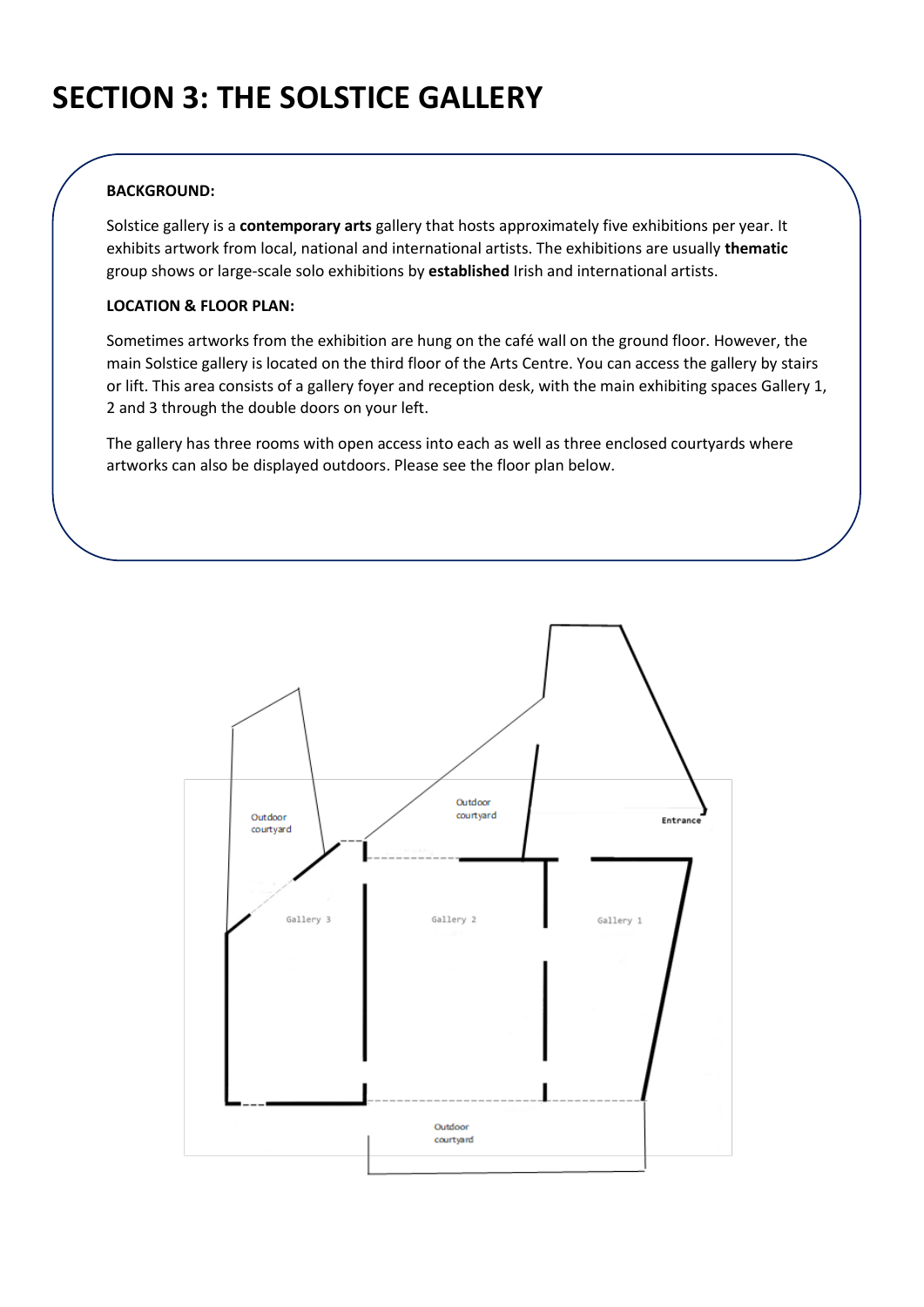# SECTION 3: THE SOLSTICE GALLERY

**BACKGROUND:**

Solstice gallery is a **contemporary arts** gallery that hosts approximately five exhibitions per year. It exhibits artwork from local, national and international artists. The exhibitions are usually **thematic** group shows or large-scale solo exhibitions by **established** Irish and international artists.

**LOCATION & FLOOR PLAN:**

Sometimes artworks from the exhibition are hung on the café wall on the ground floor. However, the main Solstice gallery is located on the third floor of the Arts Centre. You can access the gallery by stairs or lift. This area consists of a gallery foyer and reception desk, with the main exhibiting spaces Gallery 1, 2 and 3 through the double doors on your left.

The gallery has three rooms with open access into each as well as three enclosed courtyards where artworks can also be displayed outdoors. Please see the floor plan below.

Outdoor courtyard

Outdoor courtyard

Entrance

Gallery 3

Gallery 2

Gallery 1

Outdoor courtyard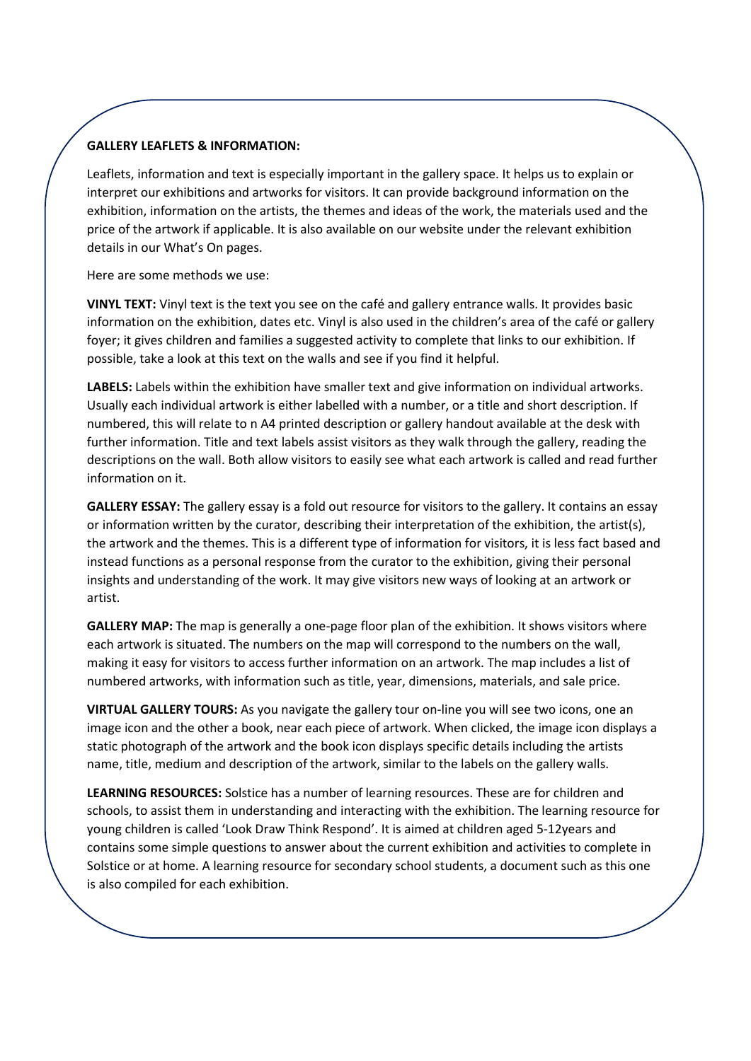**GALLERY LEAFLETS & INFORMATION:**

Leaflets, information and text is especially important in the gallery space. It helps us to explain or interpret our exhibitions and artworks for visitors. It can provide background information on the exhibition, information on the artists, the themes and ideas of the work, the materials used and the price of the artwork if applicable. It is also available on our website under the relevant exhibition details in our What's On pages.

Here are some methods we use:

**VINYL TEXT:** Vinyl text is the text you see on the café and gallery entrance walls. It provides basic information on the exhibition, dates etc. Vinyl is also used in the children's area of the café or gallery foyer; it gives children and families a suggested activity to complete that links to our exhibition. If possible, take a look at this text on the walls and see if you find it helpful.

**LABELS:** Labels within the exhibition have smaller text and give information on individual artworks. Usually each individual artwork is either labelled with a number, or a title and short description. If numbered, this will relate to n A4 printed description or gallery handout available at the desk with further information. Title and text labels assist visitors as they walk through the gallery, reading the descriptions on the wall. Both allow visitors to easily see what each artwork is called and read further information on it.

**GALLERY ESSAY:** The gallery essay is a fold out resource for visitors to the gallery. It contains an essay or information written by the curator, describing their interpretation of the exhibition, the artist(s), the artwork and the themes. This is a different type of information for visitors, it is less fact based and instead functions as a personal response from the curator to the exhibition, giving their personal insights and understanding of the work. It may give visitors new ways of looking at an artwork or artist.

**GALLERY MAP:** The map is generally a one-page floor plan of the exhibition. It shows visitors where each artwork is situated. The numbers on the map will correspond to the numbers on the wall, making it easy for visitors to access further information on an artwork. The map includes a list of numbered artworks, with information such as title, year, dimensions, materials, and sale price.

**VIRTUAL GALLERY TOURS:** As you navigate the gallery tour on-line you will see two icons, one an image icon and the other a book, near each piece of artwork. When clicked, the image icon displays a static photograph of the artwork and the book icon displays specific details including the artists name, title, medium and description of the artwork, similar to the labels on the gallery walls.

**LEARNING RESOURCES:** Solstice has a number of learning resources. These are for children and schools, to assist them in understanding and interacting with the exhibition. The learning resource for young children is called 'Look Draw Think Respond'. It is aimed at children aged 5-12years and contains some simple questions to answer about the current exhibition and activities to complete in Solstice or at home. A learning resource for secondary school students, a document such as this one is also compiled for each exhibition.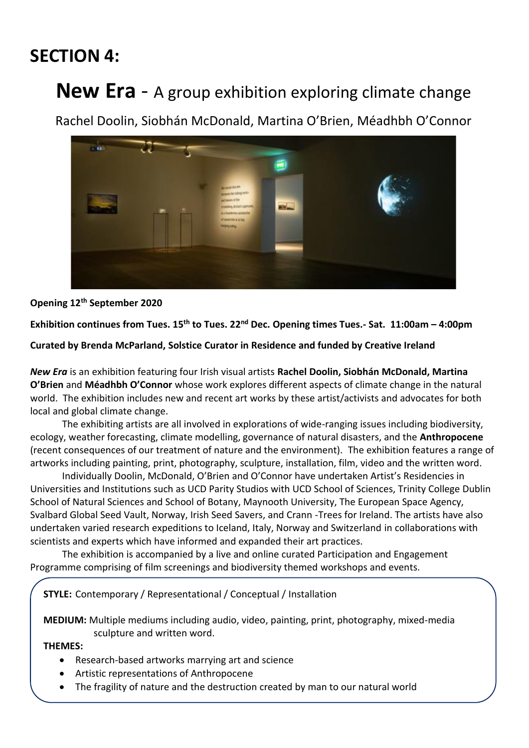# SECTION 4:

## New Era - A group exhibition exploring climate change

Rachel Doolin, Siobhán McDonald, Martina O'Brien, Méadhbh O'Connor

**Opening 12th September 2020**

**Exhibition continues from Tues. 15th to Tues. 22nd Dec. Opening times Tues.- Sat. 11:00am – 4:00pm**

**Curated by Brenda McParland, Solstice Curator in Residence and funded by Creative Ireland**

***New Era*** is an exhibition featuring four Irish visual artists **Rachel Doolin, Siobhán McDonald, Martina O'Brien** and **Méadhbh O'Connor** whose work explores different aspects of climate change in the natural world. The exhibition includes new and recent art works by these artist/activists and advocates for both local and global climate change.

The exhibiting artists are all involved in explorations of wide-ranging issues including biodiversity, ecology, weather forecasting, climate modelling, governance of natural disasters, and the **Anthropocene** (recent consequences of our treatment of nature and the environment). The exhibition features a range of artworks including painting, print, photography, sculpture, installation, film, video and the written word.

Individually Doolin, McDonald, O'Brien and O'Connor have undertaken Artist's Residencies in Universities and Institutions such as UCD Parity Studios with UCD School of Sciences, Trinity College Dublin School of Natural Sciences and School of Botany, Maynooth University, The European Space Agency, Svalbard Global Seed Vault, Norway, Irish Seed Savers, and Crann -Trees for Ireland. The artists have also undertaken varied research expeditions to Iceland, Italy, Norway and Switzerland in collaborations with scientists and experts which have informed and expanded their art practices.

The exhibition is accompanied by a live and online curated Participation and Engagement Programme comprising of film screenings and biodiversity themed workshops and events.

**STYLE:** Contemporary / Representational / Conceptual / Installation

**MEDIUM:** Multiple mediums including audio, video, painting, print, photography, mixed-media sculpture and written word.

**THEMES:**

- Research-based artworks marrying art and science
- Artistic representations of Anthropocene
- The fragility of nature and the destruction created by man to our natural world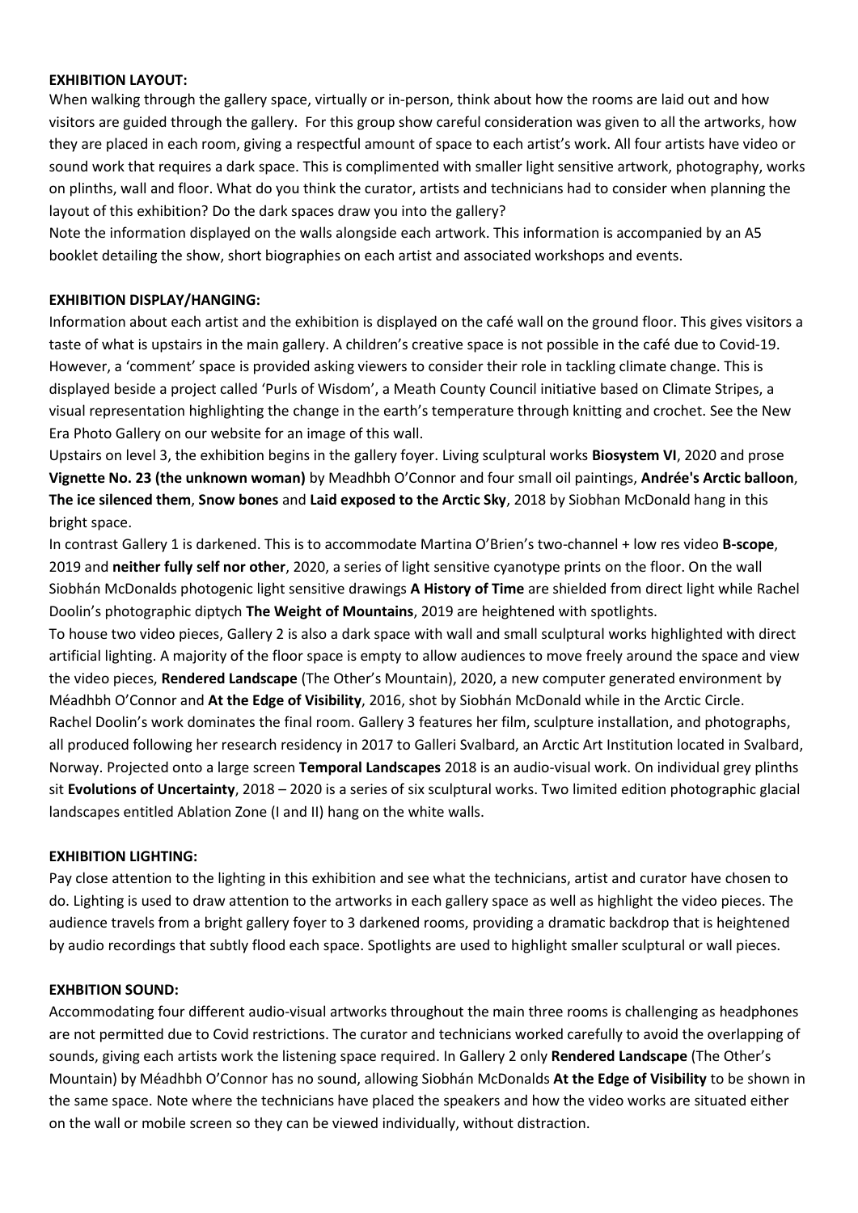**EXHIBITION LAYOUT:**

When walking through the gallery space, virtually or in-person, think about how the rooms are laid out and how visitors are guided through the gallery. For this group show careful consideration was given to all the artworks, how they are placed in each room, giving a respectful amount of space to each artist's work. All four artists have video or sound work that requires a dark space. This is complimented with smaller light sensitive artwork, photography, works on plinths, wall and floor. What do you think the curator, artists and technicians had to consider when planning the layout of this exhibition? Do the dark spaces draw you into the gallery?

Note the information displayed on the walls alongside each artwork. This information is accompanied by an A5 booklet detailing the show, short biographies on each artist and associated workshops and events.

**EXHIBITION DISPLAY/HANGING:**

Information about each artist and the exhibition is displayed on the café wall on the ground floor. This gives visitors a taste of what is upstairs in the main gallery. A children's creative space is not possible in the café due to Covid-19. However, a 'comment' space is provided asking viewers to consider their role in tackling climate change. This is displayed beside a project called 'Purls of Wisdom', a Meath County Council initiative based on Climate Stripes, a visual representation highlighting the change in the earth's temperature through knitting and crochet. See the New Era Photo Gallery on our website for an image of this wall.

Upstairs on level 3, the exhibition begins in the gallery foyer. Living sculptural works **Biosystem VI**, 2020 and prose **Vignette No. 23 (the unknown woman)** by Meadhbh O'Connor and four small oil paintings, **Andrée's Arctic balloon**, **The ice silenced them**, **Snow bones** and **Laid exposed to the Arctic Sky**, 2018 by Siobhan McDonald hang in this bright space.

In contrast Gallery 1 is darkened. This is to accommodate Martina O'Brien's two-channel + low res video **B-scope**, 2019 and **neither fully self nor other**, 2020, a series of light sensitive cyanotype prints on the floor. On the wall Siobhán McDonalds photogenic light sensitive drawings **A History of Time** are shielded from direct light while Rachel Doolin's photographic diptych **The Weight of Mountains**, 2019 are heightened with spotlights.

To house two video pieces, Gallery 2 is also a dark space with wall and small sculptural works highlighted with direct artificial lighting. A majority of the floor space is empty to allow audiences to move freely around the space and view the video pieces, **Rendered Landscape** (The Other's Mountain), 2020, a new computer generated environment by Méadhbh O'Connor and **At the Edge of Visibility**, 2016, shot by Siobhán McDonald while in the Arctic Circle.

Rachel Doolin's work dominates the final room. Gallery 3 features her film, sculpture installation, and photographs, all produced following her research residency in 2017 to Galleri Svalbard, an Arctic Art Institution located in Svalbard, Norway. Projected onto a large screen **Temporal Landscapes** 2018 is an audio-visual work. On individual grey plinths sit **Evolutions of Uncertainty**, 2018 – 2020 is a series of six sculptural works. Two limited edition photographic glacial landscapes entitled Ablation Zone (I and II) hang on the white walls.

**EXHIBITION LIGHTING:**

Pay close attention to the lighting in this exhibition and see what the technicians, artist and curator have chosen to do. Lighting is used to draw attention to the artworks in each gallery space as well as highlight the video pieces. The audience travels from a bright gallery foyer to 3 darkened rooms, providing a dramatic backdrop that is heightened by audio recordings that subtly flood each space. Spotlights are used to highlight smaller sculptural or wall pieces.

**EXHBITION SOUND:**

Accommodating four different audio-visual artworks throughout the main three rooms is challenging as headphones are not permitted due to Covid restrictions. The curator and technicians worked carefully to avoid the overlapping of sounds, giving each artists work the listening space required. In Gallery 2 only **Rendered Landscape** (The Other's Mountain) by Méadhbh O'Connor has no sound, allowing Siobhán McDonalds **At the Edge of Visibility** to be shown in the same space. Note where the technicians have placed the speakers and how the video works are situated either on the wall or mobile screen so they can be viewed individually, without distraction.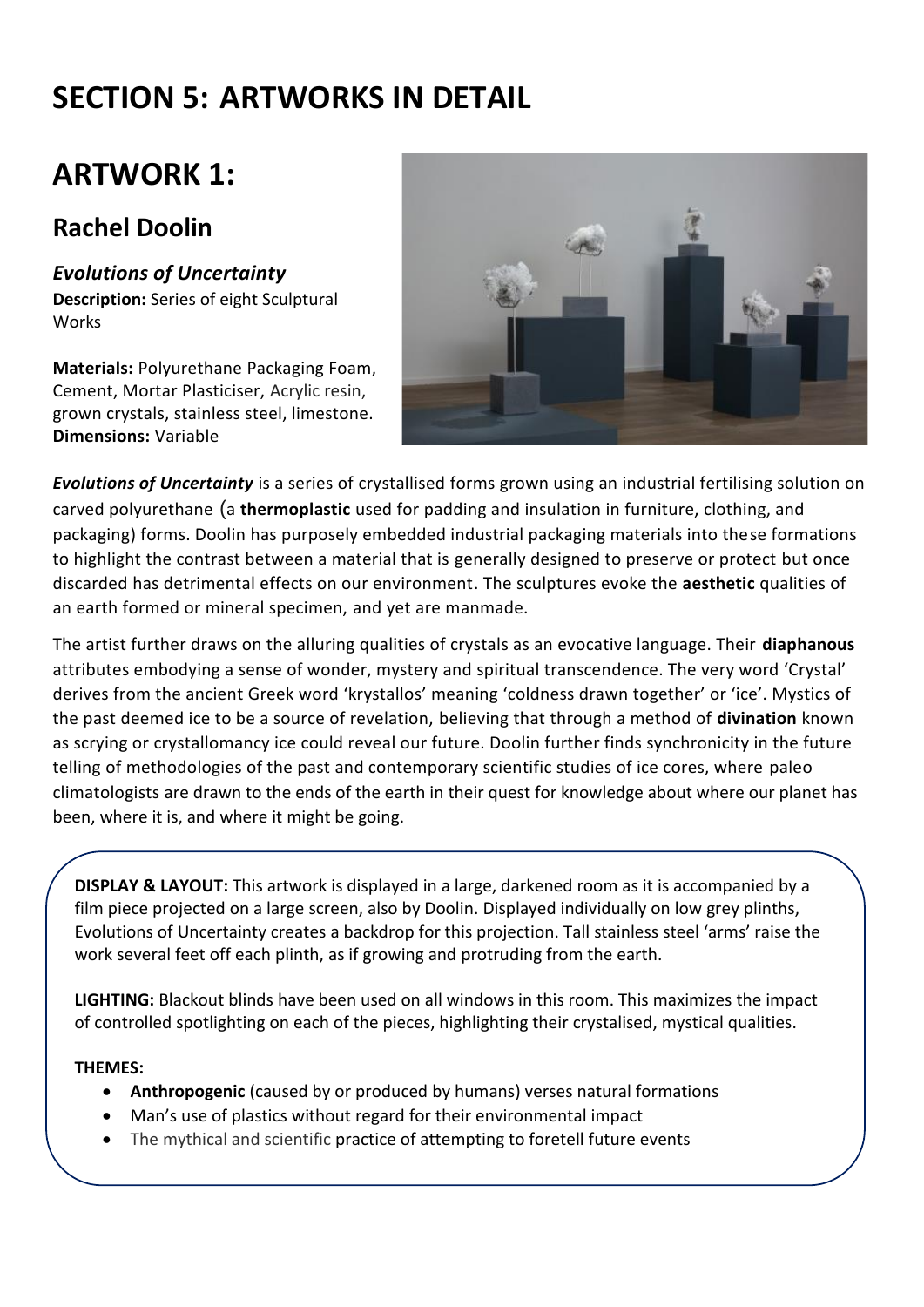# SECTION 5: ARTWORKS IN DETAIL

## ARTWORK 1:

### Rachel Doolin

***Evolutions of Uncertainty***

**Description:** Series of eight Sculptural Works

**Materials:** Polyurethane Packaging Foam, Cement, Mortar Plasticiser, Acrylic resin, grown crystals, stainless steel, limestone.
**Dimensions:** Variable

***Evolutions of Uncertainty*** is a series of crystallised forms grown using an industrial fertilising solution on carved polyurethane (a **thermoplastic** used for padding and insulation in furniture, clothing, and packaging) forms. Doolin has purposely embedded industrial packaging materials into these formations to highlight the contrast between a material that is generally designed to preserve or protect but once discarded has detrimental effects on our environment. The sculptures evoke the **aesthetic** qualities of an earth formed or mineral specimen, and yet are manmade.

The artist further draws on the alluring qualities of crystals as an evocative language. Their **diaphanous** attributes embodying a sense of wonder, mystery and spiritual transcendence. The very word 'Crystal' derives from the ancient Greek word 'krystallos' meaning 'coldness drawn together' or 'ice'. Mystics of the past deemed ice to be a source of revelation, believing that through a method of **divination** known as scrying or crystallomancy ice could reveal our future. Doolin further finds synchronicity in the future telling of methodologies of the past and contemporary scientific studies of ice cores, where paleo climatologists are drawn to the ends of the earth in their quest for knowledge about where our planet has been, where it is, and where it might be going.

**DISPLAY & LAYOUT:** This artwork is displayed in a large, darkened room as it is accompanied by a film piece projected on a large screen, also by Doolin. Displayed individually on low grey plinths, Evolutions of Uncertainty creates a backdrop for this projection. Tall stainless steel 'arms' raise the work several feet off each plinth, as if growing and protruding from the earth.

**LIGHTING:** Blackout blinds have been used on all windows in this room. This maximizes the impact of controlled spotlighting on each of the pieces, highlighting their crystalised, mystical qualities.

**THEMES:**

- **Anthropogenic** (caused by or produced by humans) verses natural formations
- Man's use of plastics without regard for their environmental impact
- The mythical and scientific practice of attempting to foretell future events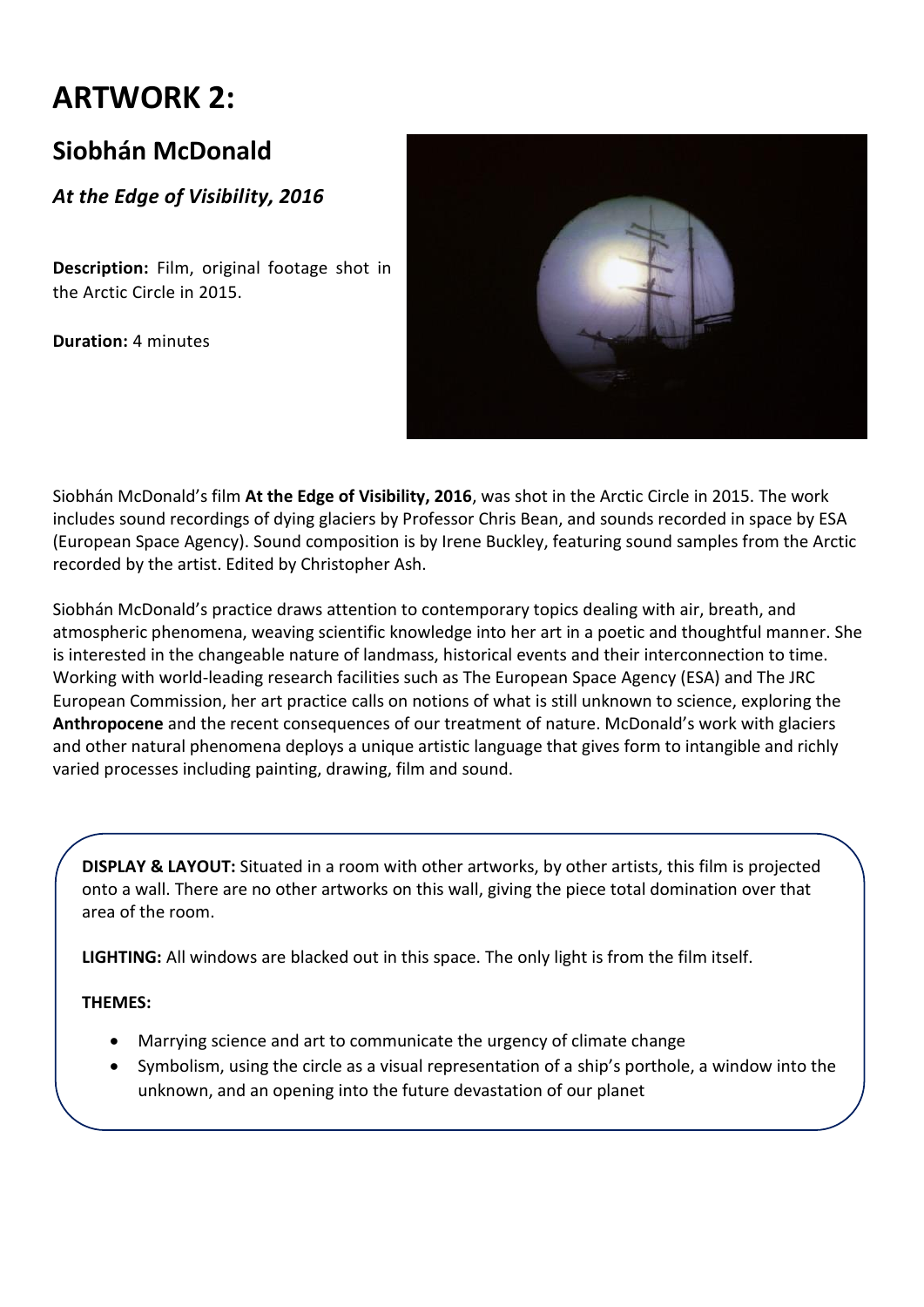# ARTWORK 2:

## Siobhán McDonald

### *At the Edge of Visibility, 2016*

**Description:** Film, original footage shot in the Arctic Circle in 2015.

**Duration:** 4 minutes

Siobhán McDonald's film **At the Edge of Visibility, 2016**, was shot in the Arctic Circle in 2015. The work includes sound recordings of dying glaciers by Professor Chris Bean, and sounds recorded in space by ESA (European Space Agency). Sound composition is by Irene Buckley, featuring sound samples from the Arctic recorded by the artist. Edited by Christopher Ash.

Siobhán McDonald's practice draws attention to contemporary topics dealing with air, breath, and atmospheric phenomena, weaving scientific knowledge into her art in a poetic and thoughtful manner. She is interested in the changeable nature of landmass, historical events and their interconnection to time. Working with world-leading research facilities such as The European Space Agency (ESA) and The JRC European Commission, her art practice calls on notions of what is still unknown to science, exploring the **Anthropocene** and the recent consequences of our treatment of nature. McDonald's work with glaciers and other natural phenomena deploys a unique artistic language that gives form to intangible and richly varied processes including painting, drawing, film and sound.

**DISPLAY & LAYOUT:** Situated in a room with other artworks, by other artists, this film is projected onto a wall. There are no other artworks on this wall, giving the piece total domination over that area of the room.

**LIGHTING:** All windows are blacked out in this space. The only light is from the film itself.

**THEMES:**

- Marrying science and art to communicate the urgency of climate change
- Symbolism, using the circle as a visual representation of a ship's porthole, a window into the unknown, and an opening into the future devastation of our planet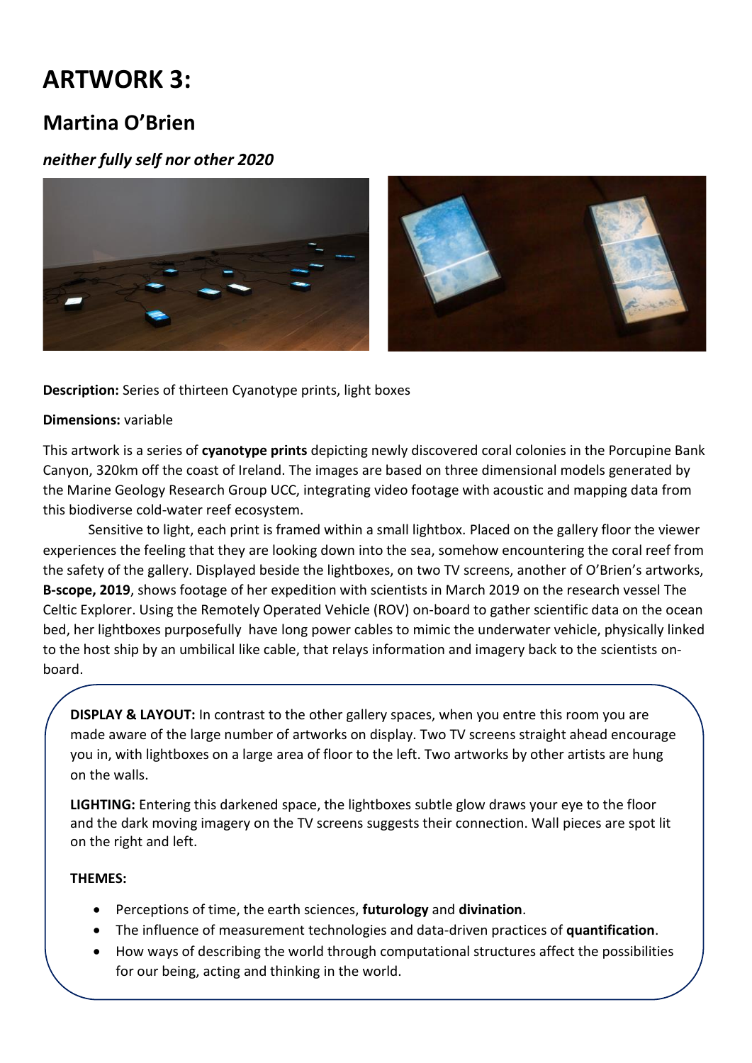# ARTWORK 3:

## Martina O'Brien

### *neither fully self nor other 2020*

**Description:** Series of thirteen Cyanotype prints, light boxes

**Dimensions:** variable

This artwork is a series of **cyanotype prints** depicting newly discovered coral colonies in the Porcupine Bank Canyon, 320km off the coast of Ireland. The images are based on three dimensional models generated by the Marine Geology Research Group UCC, integrating video footage with acoustic and mapping data from this biodiverse cold-water reef ecosystem.

Sensitive to light, each print is framed within a small lightbox. Placed on the gallery floor the viewer experiences the feeling that they are looking down into the sea, somehow encountering the coral reef from the safety of the gallery. Displayed beside the lightboxes, on two TV screens, another of O'Brien's artworks, **B-scope, 2019**, shows footage of her expedition with scientists in March 2019 on the research vessel The Celtic Explorer. Using the Remotely Operated Vehicle (ROV) on-board to gather scientific data on the ocean bed, her lightboxes purposefully have long power cables to mimic the underwater vehicle, physically linked to the host ship by an umbilical like cable, that relays information and imagery back to the scientists on-board.

**DISPLAY & LAYOUT:** In contrast to the other gallery spaces, when you entre this room you are made aware of the large number of artworks on display. Two TV screens straight ahead encourage you in, with lightboxes on a large area of floor to the left. Two artworks by other artists are hung on the walls.

**LIGHTING:** Entering this darkened space, the lightboxes subtle glow draws your eye to the floor and the dark moving imagery on the TV screens suggests their connection. Wall pieces are spot lit on the right and left.

**THEMES:**

- Perceptions of time, the earth sciences, **futurology** and **divination**.
- The influence of measurement technologies and data-driven practices of **quantification**.
- How ways of describing the world through computational structures affect the possibilities for our being, acting and thinking in the world.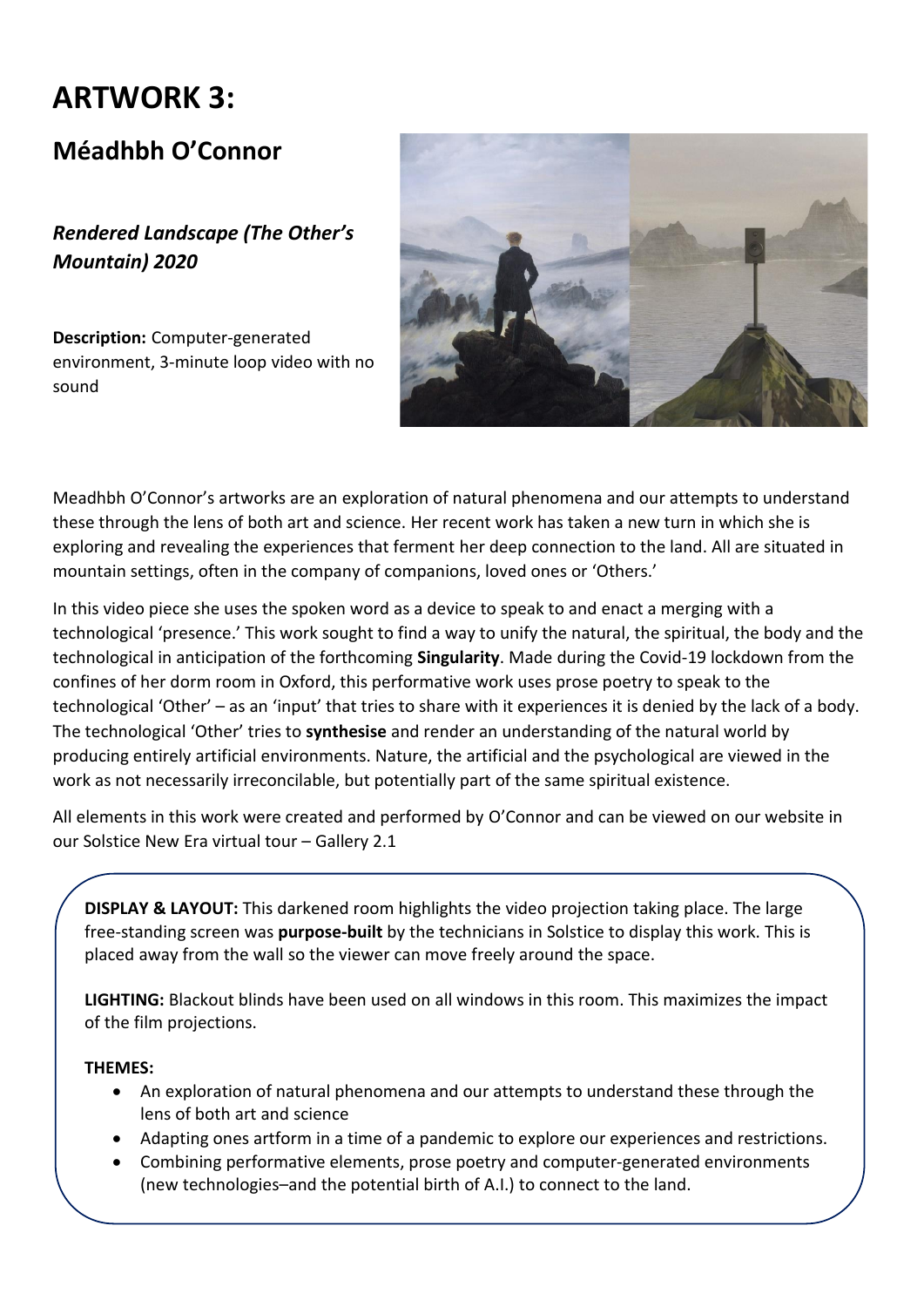# ARTWORK 3:

## Méadhbh O'Connor

### *Rendered Landscape (The Other's Mountain) 2020*

**Description:** Computer-generated environment, 3-minute loop video with no sound

Meadhbh O'Connor's artworks are an exploration of natural phenomena and our attempts to understand these through the lens of both art and science. Her recent work has taken a new turn in which she is exploring and revealing the experiences that ferment her deep connection to the land. All are situated in mountain settings, often in the company of companions, loved ones or 'Others.'

In this video piece she uses the spoken word as a device to speak to and enact a merging with a technological 'presence.' This work sought to find a way to unify the natural, the spiritual, the body and the technological in anticipation of the forthcoming **Singularity**. Made during the Covid-19 lockdown from the confines of her dorm room in Oxford, this performative work uses prose poetry to speak to the technological 'Other' – as an 'input' that tries to share with it experiences it is denied by the lack of a body. The technological 'Other' tries to **synthesise** and render an understanding of the natural world by producing entirely artificial environments. Nature, the artificial and the psychological are viewed in the work as not necessarily irreconcilable, but potentially part of the same spiritual existence.

All elements in this work were created and performed by O'Connor and can be viewed on our website in our Solstice New Era virtual tour – Gallery 2.1

**DISPLAY & LAYOUT:** This darkened room highlights the video projection taking place. The large free-standing screen was **purpose-built** by the technicians in Solstice to display this work. This is placed away from the wall so the viewer can move freely around the space.

**LIGHTING:** Blackout blinds have been used on all windows in this room. This maximizes the impact of the film projections.

**THEMES:**

- An exploration of natural phenomena and our attempts to understand these through the lens of both art and science
- Adapting ones artform in a time of a pandemic to explore our experiences and restrictions.
- Combining performative elements, prose poetry and computer-generated environments (new technologies–and the potential birth of A.I.) to connect to the land.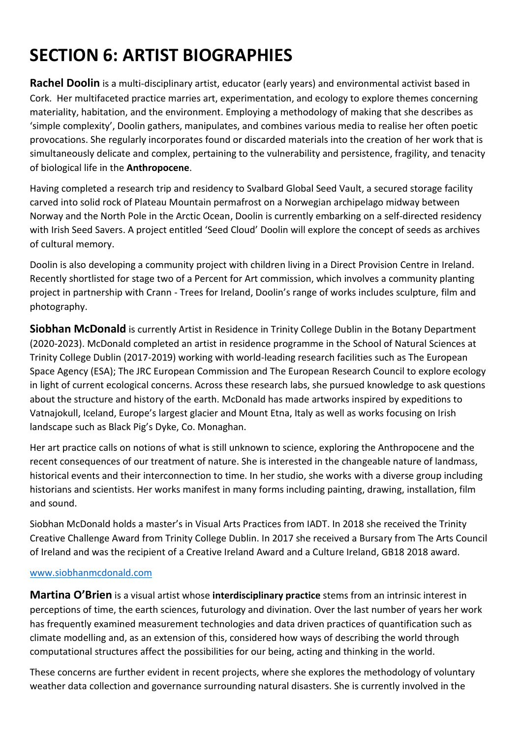# SECTION 6: ARTIST BIOGRAPHIES

**Rachel Doolin** is a multi-disciplinary artist, educator (early years) and environmental activist based in Cork. Her multifaceted practice marries art, experimentation, and ecology to explore themes concerning materiality, habitation, and the environment. Employing a methodology of making that she describes as 'simple complexity', Doolin gathers, manipulates, and combines various media to realise her often poetic provocations. She regularly incorporates found or discarded materials into the creation of her work that is simultaneously delicate and complex, pertaining to the vulnerability and persistence, fragility, and tenacity of biological life in the **Anthropocene**.

Having completed a research trip and residency to Svalbard Global Seed Vault, a secured storage facility carved into solid rock of Plateau Mountain permafrost on a Norwegian archipelago midway between Norway and the North Pole in the Arctic Ocean, Doolin is currently embarking on a self-directed residency with Irish Seed Savers. A project entitled 'Seed Cloud' Doolin will explore the concept of seeds as archives of cultural memory.

Doolin is also developing a community project with children living in a Direct Provision Centre in Ireland. Recently shortlisted for stage two of a Percent for Art commission, which involves a community planting project in partnership with Crann - Trees for Ireland, Doolin's range of works includes sculpture, film and photography.

**Siobhan McDonald** is currently Artist in Residence in Trinity College Dublin in the Botany Department (2020-2023). McDonald completed an artist in residence programme in the School of Natural Sciences at Trinity College Dublin (2017-2019) working with world-leading research facilities such as The European Space Agency (ESA); The JRC European Commission and The European Research Council to explore ecology in light of current ecological concerns. Across these research labs, she pursued knowledge to ask questions about the structure and history of the earth. McDonald has made artworks inspired by expeditions to Vatnajokull, Iceland, Europe's largest glacier and Mount Etna, Italy as well as works focusing on Irish landscape such as Black Pig's Dyke, Co. Monaghan.

Her art practice calls on notions of what is still unknown to science, exploring the Anthropocene and the recent consequences of our treatment of nature. She is interested in the changeable nature of landmass, historical events and their interconnection to time. In her studio, she works with a diverse group including historians and scientists. Her works manifest in many forms including painting, drawing, installation, film and sound.

Siobhan McDonald holds a master's in Visual Arts Practices from IADT. In 2018 she received the Trinity Creative Challenge Award from Trinity College Dublin. In 2017 she received a Bursary from The Arts Council of Ireland and was the recipient of a Creative Ireland Award and a Culture Ireland, GB18 2018 award.

[www.siobhanmcdonald.com](http://www.siobhanmcdonald.com)

**Martina O'Brien** is a visual artist whose **interdisciplinary practice** stems from an intrinsic interest in perceptions of time, the earth sciences, futurology and divination. Over the last number of years her work has frequently examined measurement technologies and data driven practices of quantification such as climate modelling and, as an extension of this, considered how ways of describing the world through computational structures affect the possibilities for our being, acting and thinking in the world.

These concerns are further evident in recent projects, where she explores the methodology of voluntary weather data collection and governance surrounding natural disasters. She is currently involved in the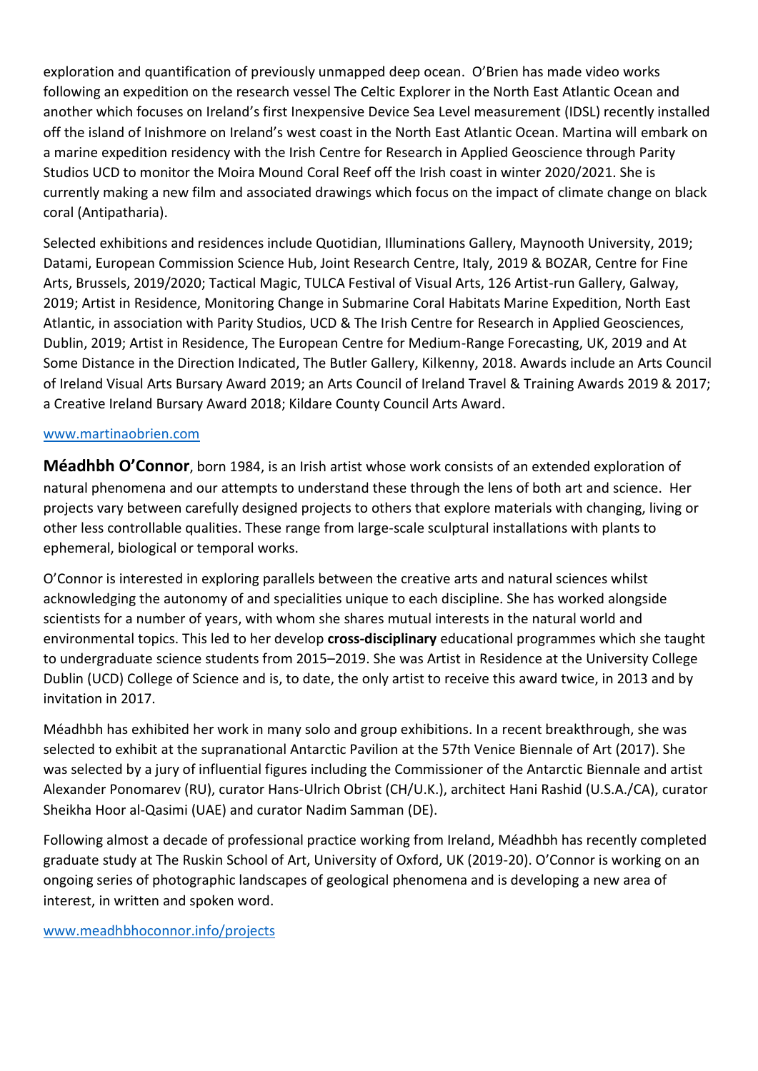exploration and quantification of previously unmapped deep ocean. O'Brien has made video works following an expedition on the research vessel The Celtic Explorer in the North East Atlantic Ocean and another which focuses on Ireland's first Inexpensive Device Sea Level measurement (IDSL) recently installed off the island of Inishmore on Ireland's west coast in the North East Atlantic Ocean. Martina will embark on a marine expedition residency with the Irish Centre for Research in Applied Geoscience through Parity Studios UCD to monitor the Moira Mound Coral Reef off the Irish coast in winter 2020/2021. She is currently making a new film and associated drawings which focus on the impact of climate change on black coral (Antipatharia).

Selected exhibitions and residences include Quotidian, Illuminations Gallery, Maynooth University, 2019; Datami, European Commission Science Hub, Joint Research Centre, Italy, 2019 & BOZAR, Centre for Fine Arts, Brussels, 2019/2020; Tactical Magic, TULCA Festival of Visual Arts, 126 Artist-run Gallery, Galway, 2019; Artist in Residence, Monitoring Change in Submarine Coral Habitats Marine Expedition, North East Atlantic, in association with Parity Studios, UCD & The Irish Centre for Research in Applied Geosciences, Dublin, 2019; Artist in Residence, The European Centre for Medium-Range Forecasting, UK, 2019 and At Some Distance in the Direction Indicated, The Butler Gallery, Kilkenny, 2018. Awards include an Arts Council of Ireland Visual Arts Bursary Award 2019; an Arts Council of Ireland Travel & Training Awards 2019 & 2017; a Creative Ireland Bursary Award 2018; Kildare County Council Arts Award.

[www.martinaobrien.com](http://www.martinaobrien.com)

**Méadhbh O'Connor**, born 1984, is an Irish artist whose work consists of an extended exploration of natural phenomena and our attempts to understand these through the lens of both art and science. Her projects vary between carefully designed projects to others that explore materials with changing, living or other less controllable qualities. These range from large-scale sculptural installations with plants to ephemeral, biological or temporal works.

O'Connor is interested in exploring parallels between the creative arts and natural sciences whilst acknowledging the autonomy of and specialities unique to each discipline. She has worked alongside scientists for a number of years, with whom she shares mutual interests in the natural world and environmental topics. This led to her develop **cross-disciplinary** educational programmes which she taught to undergraduate science students from 2015–2019. She was Artist in Residence at the University College Dublin (UCD) College of Science and is, to date, the only artist to receive this award twice, in 2013 and by invitation in 2017.

Méadhbh has exhibited her work in many solo and group exhibitions. In a recent breakthrough, she was selected to exhibit at the supranational Antarctic Pavilion at the 57th Venice Biennale of Art (2017). She was selected by a jury of influential figures including the Commissioner of the Antarctic Biennale and artist Alexander Ponomarev (RU), curator Hans-Ulrich Obrist (CH/U.K.), architect Hani Rashid (U.S.A./CA), curator Sheikha Hoor al-Qasimi (UAE) and curator Nadim Samman (DE).

Following almost a decade of professional practice working from Ireland, Méadhbh has recently completed graduate study at The Ruskin School of Art, University of Oxford, UK (2019-20). O'Connor is working on an ongoing series of photographic landscapes of geological phenomena and is developing a new area of interest, in written and spoken word.

[www.meadhbhoconnor.info/projects](http://www.meadhbhoconnor.info/projects)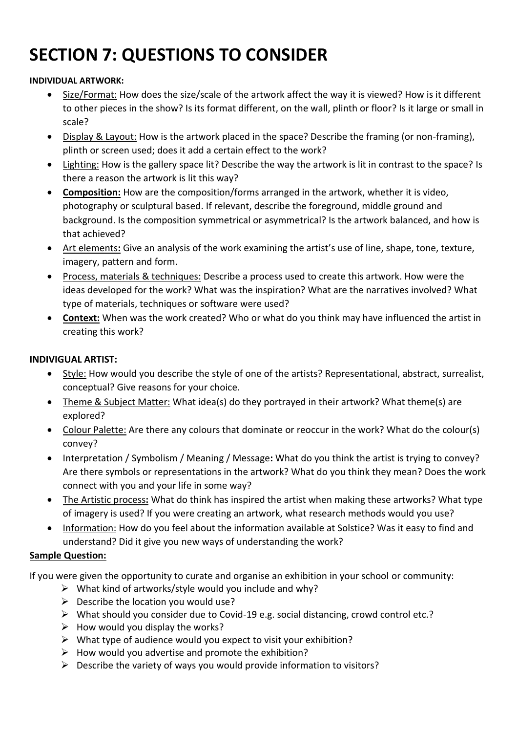# SECTION 7: QUESTIONS TO CONSIDER

**INDIVIDUAL ARTWORK:**

- Size/Format: How does the size/scale of the artwork affect the way it is viewed? How is it different to other pieces in the show? Is its format different, on the wall, plinth or floor? Is it large or small in scale?
- Display & Layout: How is the artwork placed in the space? Describe the framing (or non-framing), plinth or screen used; does it add a certain effect to the work?
- Lighting: How is the gallery space lit? Describe the way the artwork is lit in contrast to the space? Is there a reason the artwork is lit this way?
- **Composition:** How are the composition/forms arranged in the artwork, whether it is video, photography or sculptural based. If relevant, describe the foreground, middle ground and background. Is the composition symmetrical or asymmetrical? Is the artwork balanced, and how is that achieved?
- Art elements**:** Give an analysis of the work examining the artist's use of line, shape, tone, texture, imagery, pattern and form.
- Process, materials & techniques: Describe a process used to create this artwork. How were the ideas developed for the work? What was the inspiration? What are the narratives involved? What type of materials, techniques or software were used?
- **Context:** When was the work created? Who or what do you think may have influenced the artist in creating this work?

**INDIVIGUAL ARTIST:**

- Style: How would you describe the style of one of the artists? Representational, abstract, surrealist, conceptual? Give reasons for your choice.
- Theme & Subject Matter: What idea(s) do they portrayed in their artwork? What theme(s) are explored?
- Colour Palette: Are there any colours that dominate or reoccur in the work? What do the colour(s) convey?
- Interpretation / Symbolism / Meaning / Message**:** What do you think the artist is trying to convey? Are there symbols or representations in the artwork? What do you think they mean? Does the work connect with you and your life in some way?
- The Artistic process**:** What do think has inspired the artist when making these artworks? What type of imagery is used? If you were creating an artwork, what research methods would you use?
- Information: How do you feel about the information available at Solstice? Was it easy to find and understand? Did it give you new ways of understanding the work?

**Sample Question:**

If you were given the opportunity to curate and organise an exhibition in your school or community:

- What kind of artworks/style would you include and why?
- Describe the location you would use?
- What should you consider due to Covid-19 e.g. social distancing, crowd control etc.?
- How would you display the works?
- What type of audience would you expect to visit your exhibition?
- How would you advertise and promote the exhibition?
- Describe the variety of ways you would provide information to visitors?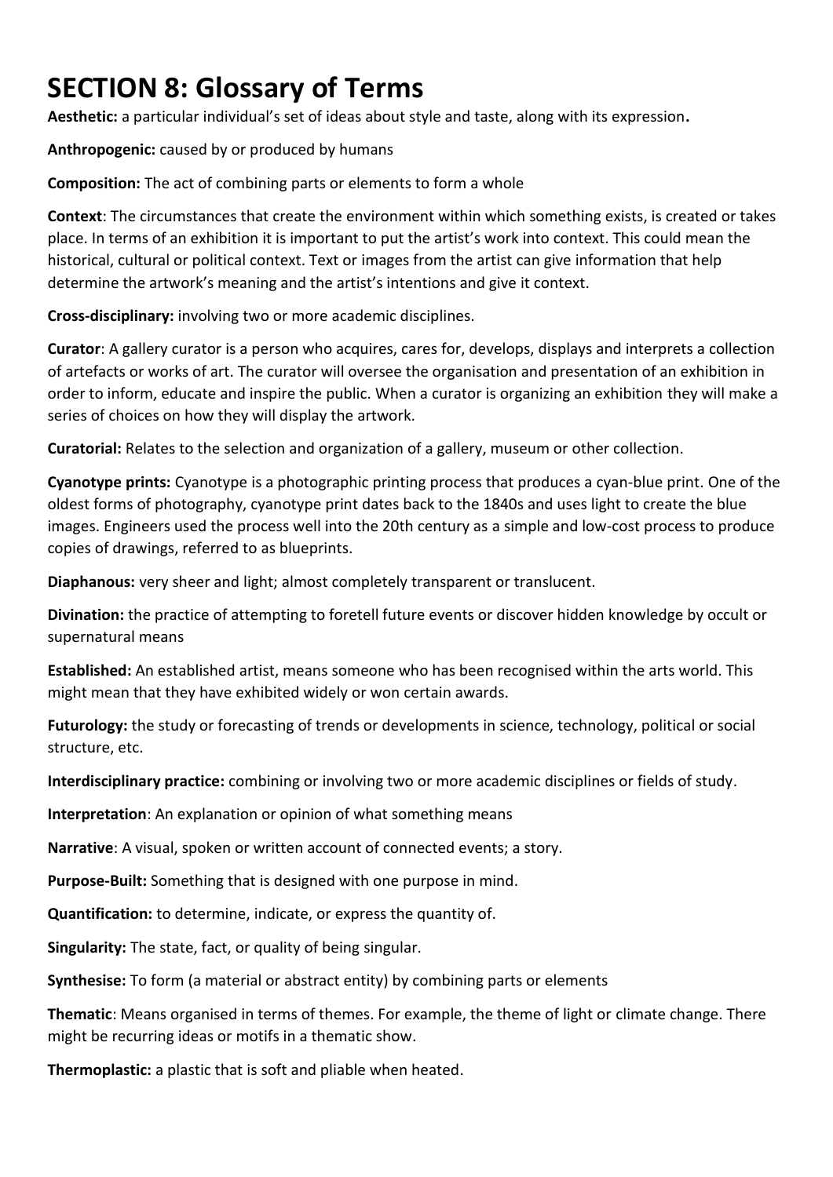# SECTION 8: Glossary of Terms

**Aesthetic:** a particular individual's set of ideas about style and taste, along with its expression**.**

**Anthropogenic:** caused by or produced by humans

**Composition:** The act of combining parts or elements to form a whole

**Context**: The circumstances that create the environment within which something exists, is created or takes place. In terms of an exhibition it is important to put the artist's work into context. This could mean the historical, cultural or political context. Text or images from the artist can give information that help determine the artwork's meaning and the artist's intentions and give it context.

**Cross-disciplinary:** involving two or more academic disciplines.

**Curator**: A gallery curator is a person who acquires, cares for, develops, displays and interprets a collection of artefacts or works of art. The curator will oversee the organisation and presentation of an exhibition in order to inform, educate and inspire the public. When a curator is organizing an exhibition they will make a series of choices on how they will display the artwork.

**Curatorial:** Relates to the selection and organization of a gallery, museum or other collection.

**Cyanotype prints:** Cyanotype is a photographic printing process that produces a cyan-blue print. One of the oldest forms of photography, cyanotype print dates back to the 1840s and uses light to create the blue images. Engineers used the process well into the 20th century as a simple and low-cost process to produce copies of drawings, referred to as blueprints.

**Diaphanous:** very sheer and light; almost completely transparent or translucent.

**Divination:** the practice of attempting to foretell future events or discover hidden knowledge by occult or supernatural means

**Established:** An established artist, means someone who has been recognised within the arts world. This might mean that they have exhibited widely or won certain awards.

**Futurology:** the study or forecasting of trends or developments in science, technology, political or social structure, etc.

**Interdisciplinary practice:** combining or involving two or more academic disciplines or fields of study.

**Interpretation**: An explanation or opinion of what something means

**Narrative**: A visual, spoken or written account of connected events; a story.

**Purpose-Built:** Something that is designed with one purpose in mind.

**Quantification:** to determine, indicate, or express the quantity of.

**Singularity:** The state, fact, or quality of being singular.

**Synthesise:** To form (a material or abstract entity) by combining parts or elements

**Thematic**: Means organised in terms of themes. For example, the theme of light or climate change. There might be recurring ideas or motifs in a thematic show.

**Thermoplastic:** a plastic that is soft and pliable when heated.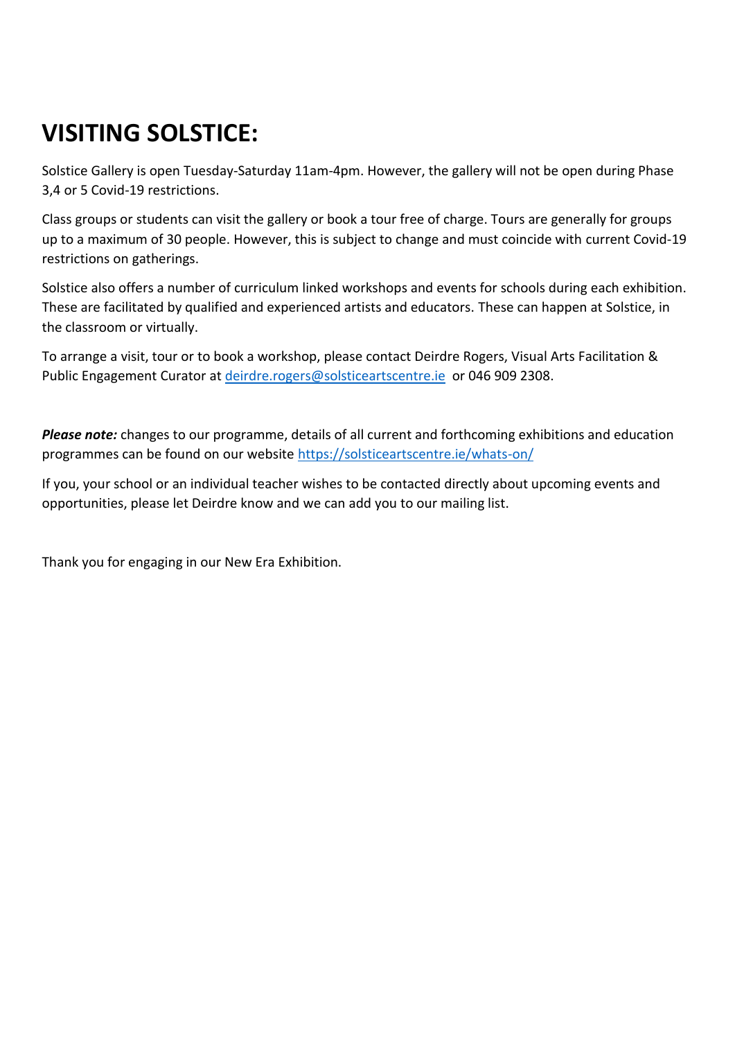# VISITING SOLSTICE:

Solstice Gallery is open Tuesday-Saturday 11am-4pm. However, the gallery will not be open during Phase 3,4 or 5 Covid-19 restrictions.

Class groups or students can visit the gallery or book a tour free of charge. Tours are generally for groups up to a maximum of 30 people. However, this is subject to change and must coincide with current Covid-19 restrictions on gatherings.

Solstice also offers a number of curriculum linked workshops and events for schools during each exhibition. These are facilitated by qualified and experienced artists and educators. These can happen at Solstice, in the classroom or virtually.

To arrange a visit, tour or to book a workshop, please contact Deirdre Rogers, Visual Arts Facilitation & Public Engagement Curator at [deirdre.rogers@solsticeartscentre.ie](mailto:deirdre.rogers@solsticeartscentre.ie) or 046 909 2308.

***Please note:*** changes to our programme, details of all current and forthcoming exhibitions and education programmes can be found on our website [https://solsticeartscentre.ie/whats-on/](https://solsticeartscentre.ie/whats-on/)

If you, your school or an individual teacher wishes to be contacted directly about upcoming events and opportunities, please let Deirdre know and we can add you to our mailing list.

Thank you for engaging in our New Era Exhibition.